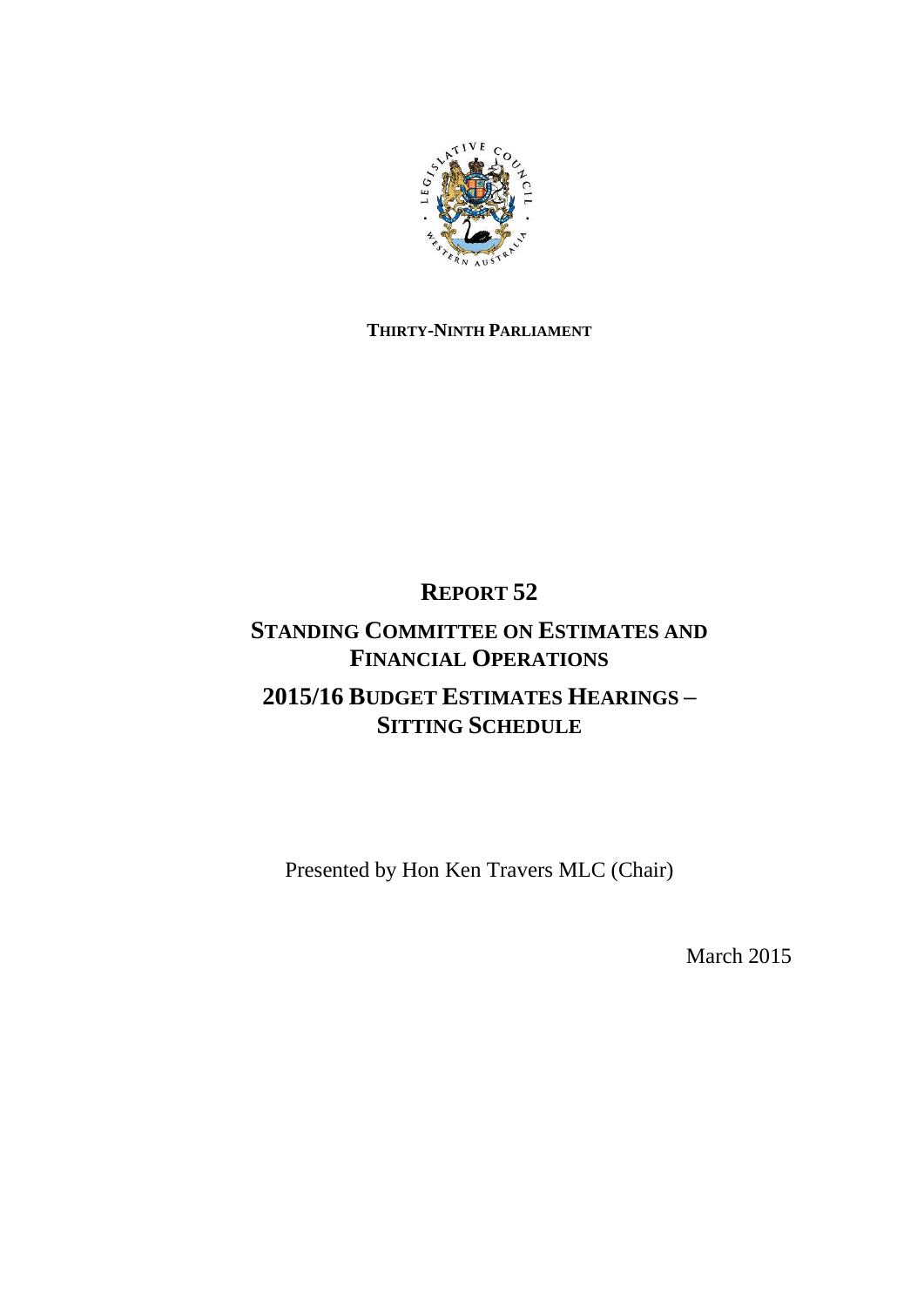**THIRTY-NINTH PARLIAMENT**

# REPORT 52

# STANDING COMMITTEE ON ESTIMATES AND FINANCIAL OPERATIONS

# 2015/16 BUDGET ESTIMATES HEARINGS – SITTING SCHEDULE

Presented by Hon Ken Travers MLC (Chair)

March 2015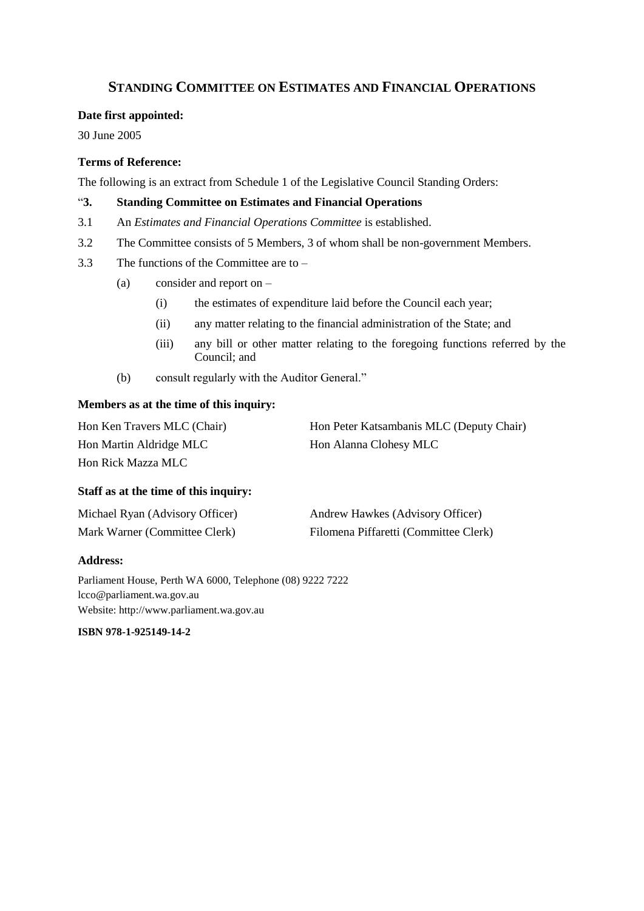## STANDING COMMITTEE ON ESTIMATES AND FINANCIAL OPERATIONS

**Date first appointed:**

30 June 2005

**Terms of Reference:**

The following is an extract from Schedule 1 of the Legislative Council Standing Orders:

"**3. Standing Committee on Estimates and Financial Operations**

3.1 An *Estimates and Financial Operations Committee* is established.

3.2 The Committee consists of 5 Members, 3 of whom shall be non-government Members.

3.3 The functions of the Committee are to –

(a) consider and report on –

(i) the estimates of expenditure laid before the Council each year;

(ii) any matter relating to the financial administration of the State; and

(iii) any bill or other matter relating to the foregoing functions referred by the Council; and

(b) consult regularly with the Auditor General."

**Members as at the time of this inquiry:**

Hon Ken Travers MLC (Chair)
Hon Peter Katsambanis MLC (Deputy Chair)
Hon Martin Aldridge MLC
Hon Alanna Clohesy MLC
Hon Rick Mazza MLC

**Staff as at the time of this inquiry:**

Michael Ryan (Advisory Officer)
Andrew Hawkes (Advisory Officer)
Mark Warner (Committee Clerk)
Filomena Piffaretti (Committee Clerk)

**Address:**

Parliament House, Perth WA 6000, Telephone (08) 9222 7222
lcco@parliament.wa.gov.au
Website: http://www.parliament.wa.gov.au

**ISBN 978-1-925149-14-2**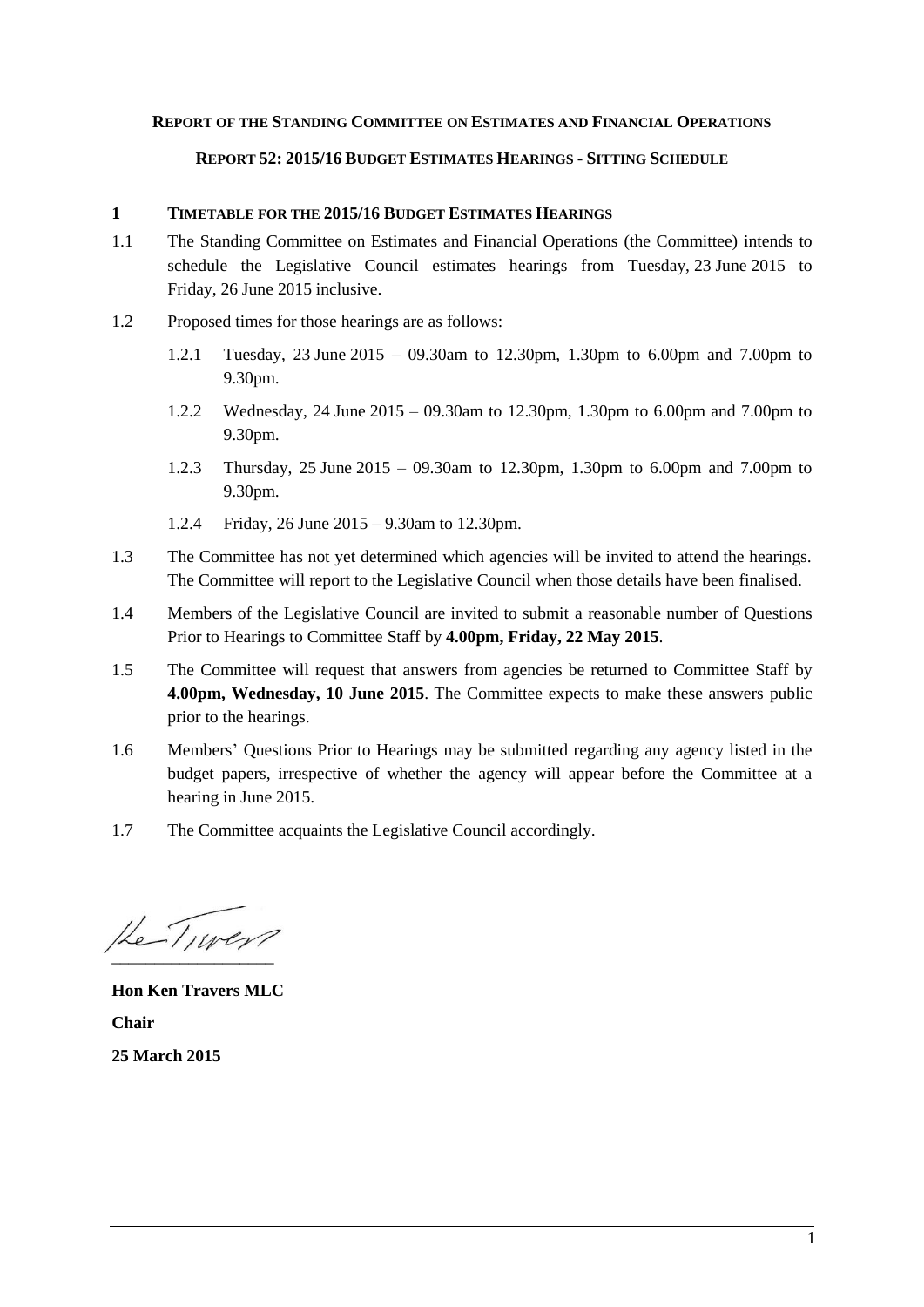**REPORT OF THE STANDING COMMITTEE ON ESTIMATES AND FINANCIAL OPERATIONS**

**REPORT 52: 2015/16 BUDGET ESTIMATES HEARINGS - SITTING SCHEDULE**

## 1 TIMETABLE FOR THE 2015/16 BUDGET ESTIMATES HEARINGS

1.1 The Standing Committee on Estimates and Financial Operations (the Committee) intends to schedule the Legislative Council estimates hearings from Tuesday, 23 June 2015 to Friday, 26 June 2015 inclusive.

1.2 Proposed times for those hearings are as follows:

1.2.1 Tuesday, 23 June 2015 – 09.30am to 12.30pm, 1.30pm to 6.00pm and 7.00pm to 9.30pm.

1.2.2 Wednesday, 24 June 2015 – 09.30am to 12.30pm, 1.30pm to 6.00pm and 7.00pm to 9.30pm.

1.2.3 Thursday, 25 June 2015 – 09.30am to 12.30pm, 1.30pm to 6.00pm and 7.00pm to 9.30pm.

1.2.4 Friday, 26 June 2015 – 9.30am to 12.30pm.

1.3 The Committee has not yet determined which agencies will be invited to attend the hearings. The Committee will report to the Legislative Council when those details have been finalised.

1.4 Members of the Legislative Council are invited to submit a reasonable number of Questions Prior to Hearings to Committee Staff by **4.00pm, Friday, 22 May 2015**.

1.5 The Committee will request that answers from agencies be returned to Committee Staff by **4.00pm, Wednesday, 10 June 2015**. The Committee expects to make these answers public prior to the hearings.

1.6 Members' Questions Prior to Hearings may be submitted regarding any agency listed in the budget papers, irrespective of whether the agency will appear before the Committee at a hearing in June 2015.

1.7 The Committee acquaints the Legislative Council accordingly.

**Hon Ken Travers MLC**

**Chair**

**25 March 2015**